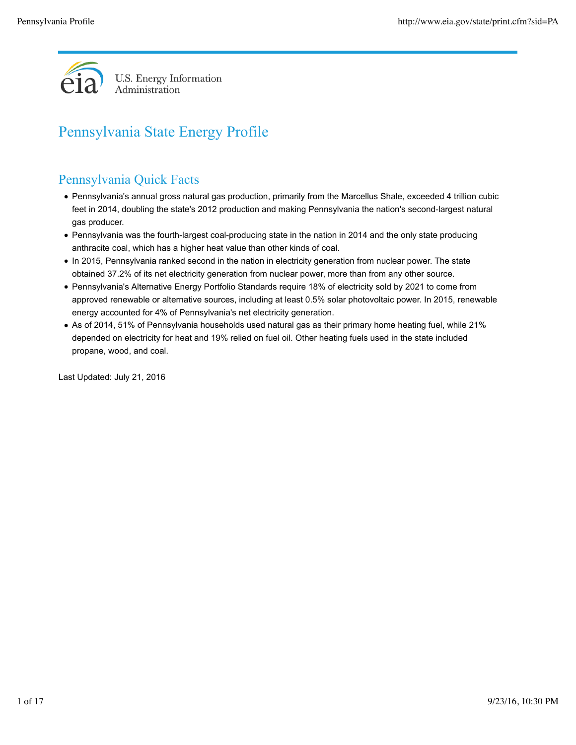U.S. Energy Information Administration

# Pennsylvania State Energy Profile

## Pennsylvania Quick Facts

- Pennsylvania's annual gross natural gas production, primarily from the Marcellus Shale, exceeded 4 trillion cubic feet in 2014, doubling the state's 2012 production and making Pennsylvania the nation's second-largest natural gas producer.
- Pennsylvania was the fourth-largest coal-producing state in the nation in 2014 and the only state producing anthracite coal, which has a higher heat value than other kinds of coal.
- In 2015, Pennsylvania ranked second in the nation in electricity generation from nuclear power. The state obtained 37.2% of its net electricity generation from nuclear power, more than from any other source.
- Pennsylvania's Alternative Energy Portfolio Standards require 18% of electricity sold by 2021 to come from approved renewable or alternative sources, including at least 0.5% solar photovoltaic power. In 2015, renewable energy accounted for 4% of Pennsylvania's net electricity generation.
- As of 2014, 51% of Pennsylvania households used natural gas as their primary home heating fuel, while 21% depended on electricity for heat and 19% relied on fuel oil. Other heating fuels used in the state included propane, wood, and coal.

Last Updated: July 21, 2016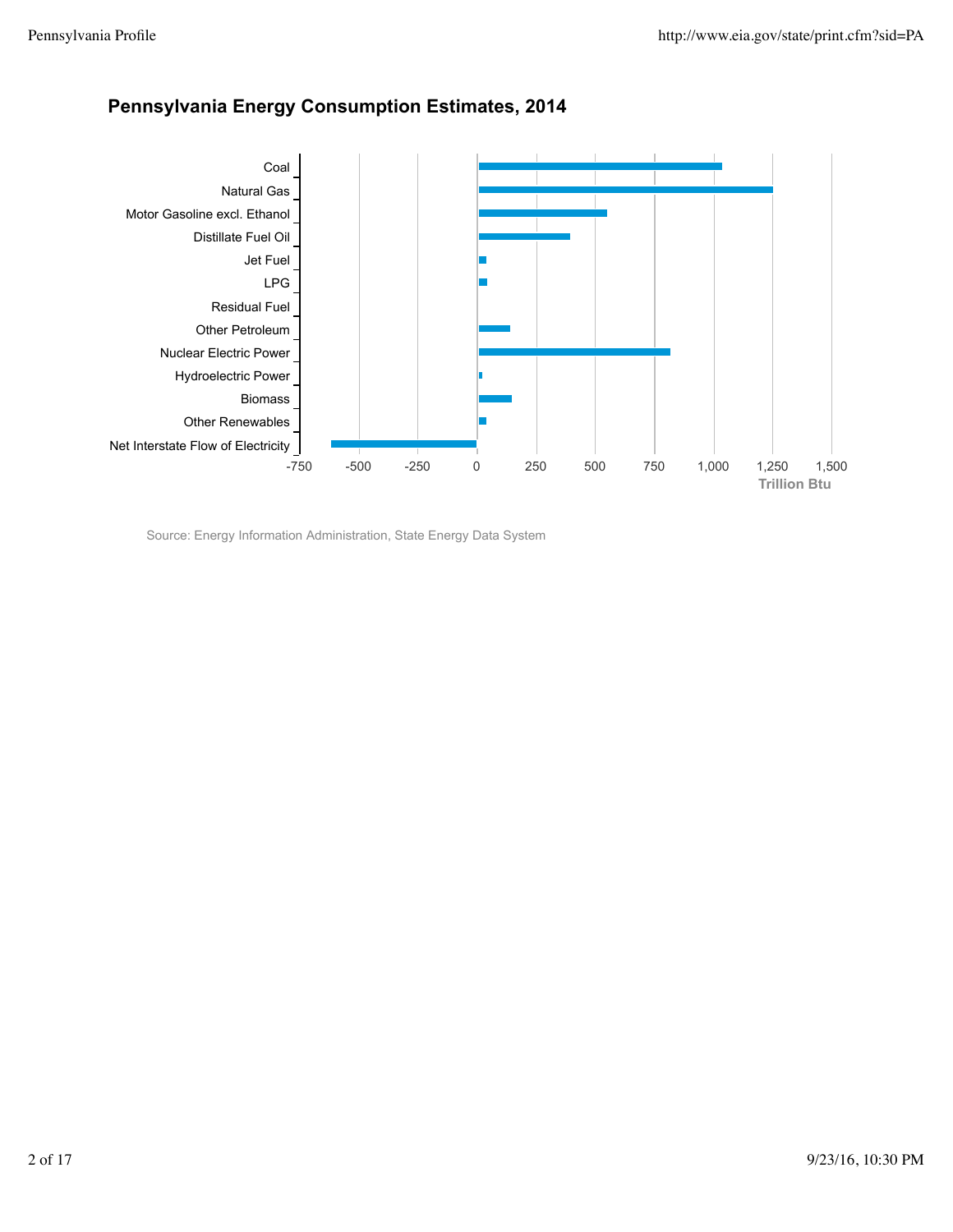## Pennsylvania Energy Consumption Estimates, 2014

Coal
Natural Gas
Motor Gasoline excl. Ethanol
Distillate Fuel Oil
Jet Fuel
LPG
Residual Fuel
Other Petroleum
Nuclear Electric Power
Hydroelectric Power
Biomass
Other Renewables
Net Interstate Flow of Electricity

-750 -500 -250 0 250 500 750 1,000 1,250 1,500

Trillion Btu

Source: Energy Information Administration, State Energy Data System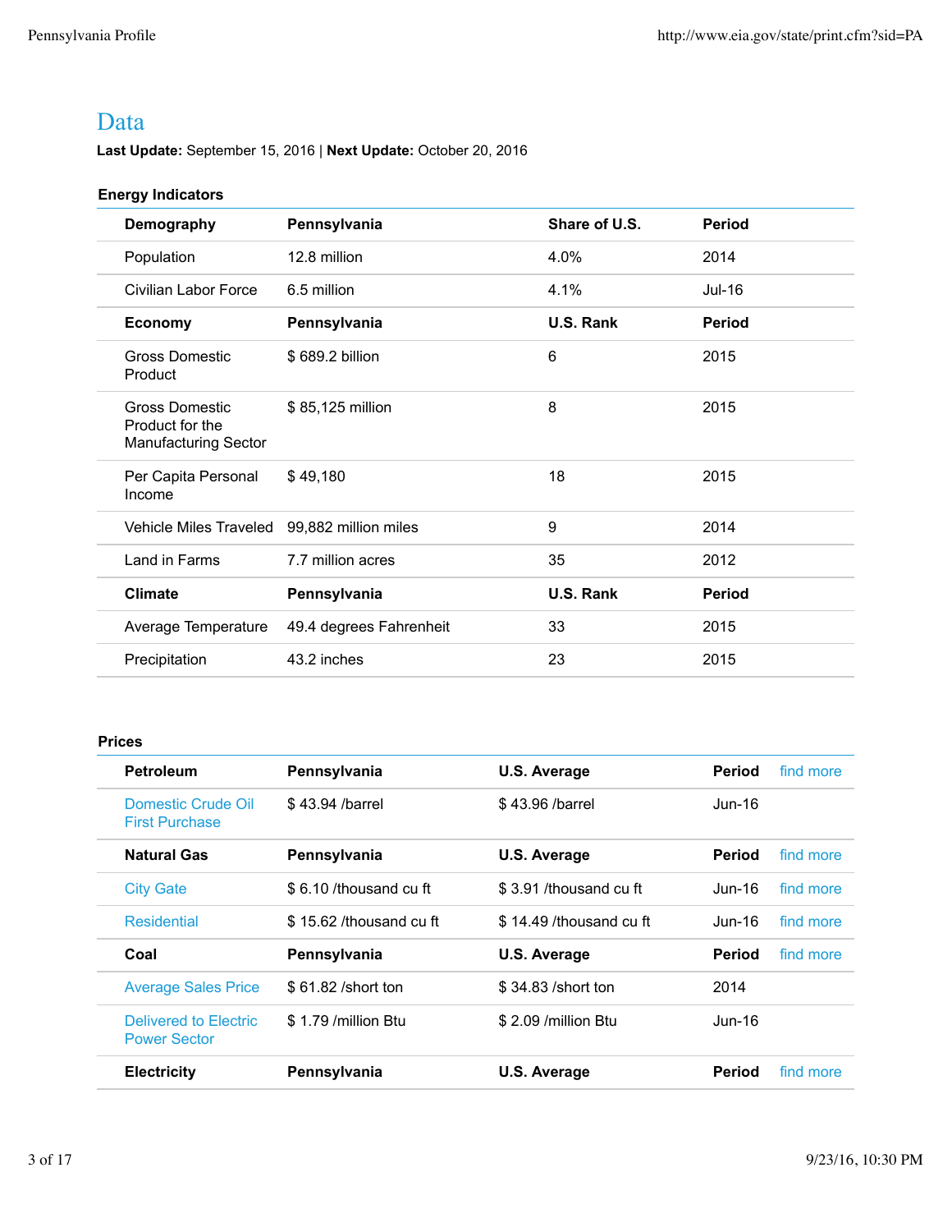# Data

**Last Update:** September 15, 2016 | **Next Update:** October 20, 2016

**Energy Indicators**

| **Demography** | **Pennsylvania** | **Share of U.S.** | **Period** |
|---|---|---|---|
| Population | 12.8 million | 4.0% | 2014 |
| Civilian Labor Force | 6.5 million | 4.1% | Jul-16 |
| **Economy** | **Pennsylvania** | **U.S. Rank** | **Period** |
| Gross Domestic Product | $ 689.2 billion | 6 | 2015 |
| Gross Domestic Product for the Manufacturing Sector | $ 85,125 million | 8 | 2015 |
| Per Capita Personal Income | $ 49,180 | 18 | 2015 |
| Vehicle Miles Traveled | 99,882 million miles | 9 | 2014 |
| Land in Farms | 7.7 million acres | 35 | 2012 |
| **Climate** | **Pennsylvania** | **U.S. Rank** | **Period** |
| Average Temperature | 49.4 degrees Fahrenheit | 33 | 2015 |
| Precipitation | 43.2 inches | 23 | 2015 |

**Prices**

| **Petroleum** | **Pennsylvania** | **U.S. Average** | **Period** | find more |
|---|---|---|---|---|
| Domestic Crude Oil First Purchase | $ 43.94 /barrel | $ 43.96 /barrel | Jun-16 | |
| **Natural Gas** | **Pennsylvania** | **U.S. Average** | **Period** | find more |
| City Gate | $ 6.10 /thousand cu ft | $ 3.91 /thousand cu ft | Jun-16 | find more |
| Residential | $ 15.62 /thousand cu ft | $ 14.49 /thousand cu ft | Jun-16 | find more |
| **Coal** | **Pennsylvania** | **U.S. Average** | **Period** | find more |
| Average Sales Price | $ 61.82 /short ton | $ 34.83 /short ton | 2014 | |
| Delivered to Electric Power Sector | $ 1.79 /million Btu | $ 2.09 /million Btu | Jun-16 | |
| **Electricity** | **Pennsylvania** | **U.S. Average** | **Period** | find more |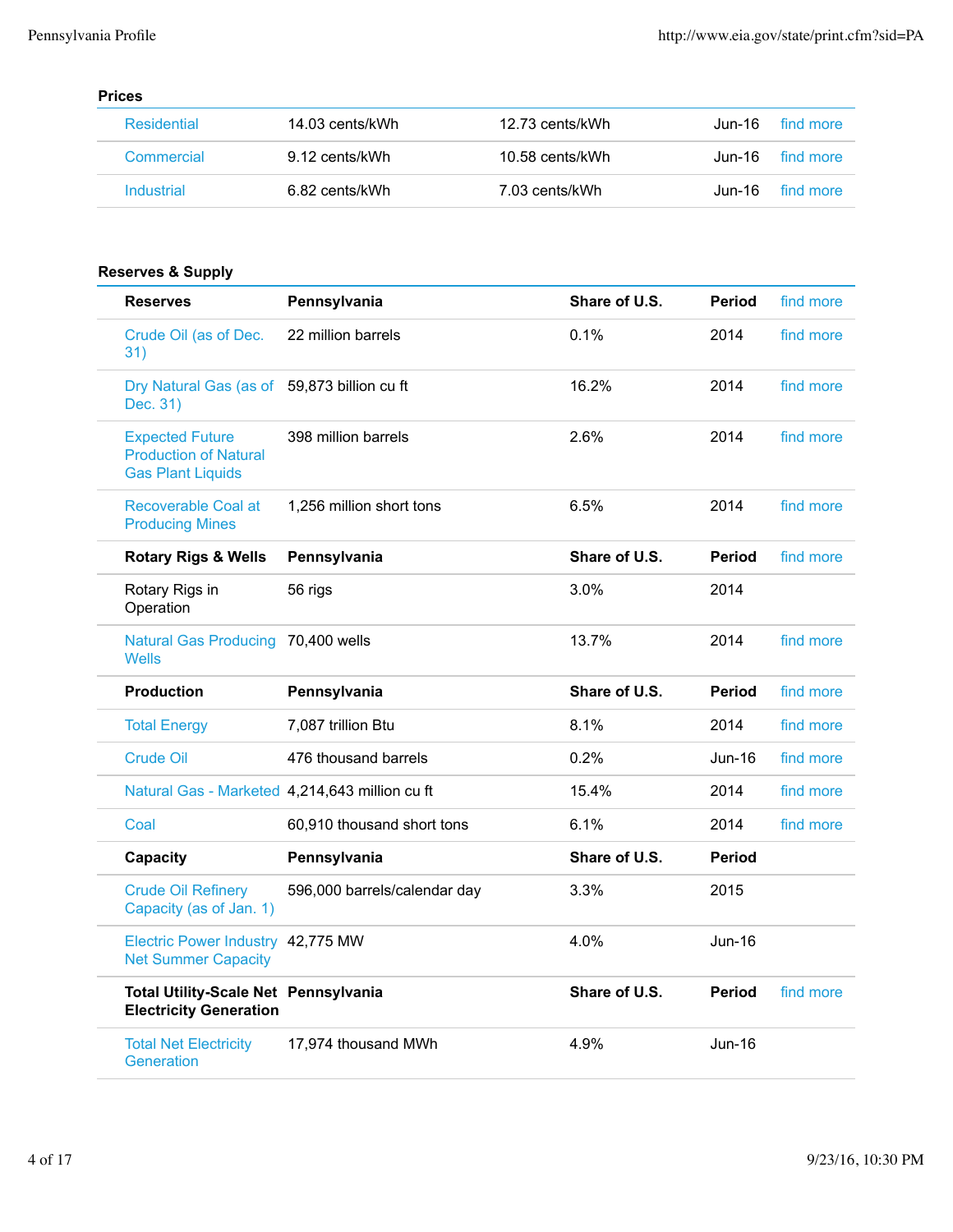### Prices

| | | | | |
|---|---|---|---|---|
| Residential | 14.03 cents/kWh | 12.73 cents/kWh | Jun-16 | find more |
| Commercial | 9.12 cents/kWh | 10.58 cents/kWh | Jun-16 | find more |
| Industrial | 6.82 cents/kWh | 7.03 cents/kWh | Jun-16 | find more |

### Reserves & Supply

| Reserves | Pennsylvania | Share of U.S. | Period | find more |
|---|---|---|---|---|
| Crude Oil (as of Dec. 31) | 22 million barrels | 0.1% | 2014 | find more |
| Dry Natural Gas (as of Dec. 31) | 59,873 billion cu ft | 16.2% | 2014 | find more |
| Expected Future Production of Natural Gas Plant Liquids | 398 million barrels | 2.6% | 2014 | find more |
| Recoverable Coal at Producing Mines | 1,256 million short tons | 6.5% | 2014 | find more |
| **Rotary Rigs & Wells** | **Pennsylvania** | **Share of U.S.** | **Period** | find more |
| Rotary Rigs in Operation | 56 rigs | 3.0% | 2014 | |
| Natural Gas Producing Wells | 70,400 wells | 13.7% | 2014 | find more |
| **Production** | **Pennsylvania** | **Share of U.S.** | **Period** | find more |
| Total Energy | 7,087 trillion Btu | 8.1% | 2014 | find more |
| Crude Oil | 476 thousand barrels | 0.2% | Jun-16 | find more |
| Natural Gas - Marketed | 4,214,643 million cu ft | 15.4% | 2014 | find more |
| Coal | 60,910 thousand short tons | 6.1% | 2014 | find more |
| **Capacity** | **Pennsylvania** | **Share of U.S.** | **Period** | |
| Crude Oil Refinery Capacity (as of Jan. 1) | 596,000 barrels/calendar day | 3.3% | 2015 | |
| Electric Power Industry Net Summer Capacity | 42,775 MW | 4.0% | Jun-16 | |
| **Total Utility-Scale Net Electricity Generation** | **Pennsylvania** | **Share of U.S.** | **Period** | find more |
| Total Net Electricity Generation | 17,974 thousand MWh | 4.9% | Jun-16 | |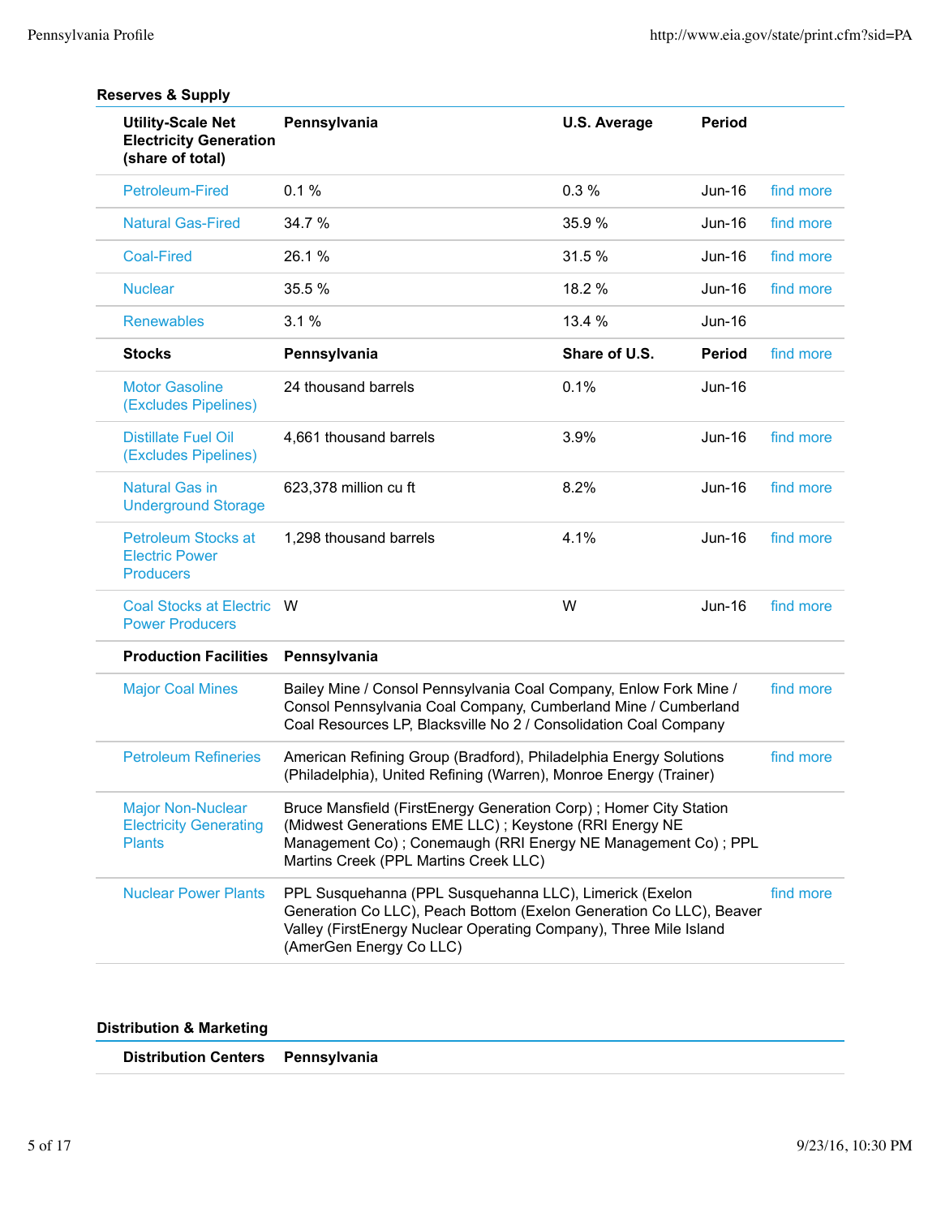### Reserves & Supply

| Utility-Scale Net Electricity Generation (share of total) | Pennsylvania | U.S. Average | Period | |
|---|---|---|---|---|
| Petroleum-Fired | 0.1 % | 0.3 % | Jun-16 | find more |
| Natural Gas-Fired | 34.7 % | 35.9 % | Jun-16 | find more |
| Coal-Fired | 26.1 % | 31.5 % | Jun-16 | find more |
| Nuclear | 35.5 % | 18.2 % | Jun-16 | find more |
| Renewables | 3.1 % | 13.4 % | Jun-16 | |
| **Stocks** | **Pennsylvania** | **Share of U.S.** | **Period** | find more |
| Motor Gasoline (Excludes Pipelines) | 24 thousand barrels | 0.1% | Jun-16 | |
| Distillate Fuel Oil (Excludes Pipelines) | 4,661 thousand barrels | 3.9% | Jun-16 | find more |
| Natural Gas in Underground Storage | 623,378 million cu ft | 8.2% | Jun-16 | find more |
| Petroleum Stocks at Electric Power Producers | 1,298 thousand barrels | 4.1% | Jun-16 | find more |
| Coal Stocks at Electric Power Producers | W | W | Jun-16 | find more |

| Production Facilities | Pennsylvania | |
|---|---|---|
| Major Coal Mines | Bailey Mine / Consol Pennsylvania Coal Company, Enlow Fork Mine / Consol Pennsylvania Coal Company, Cumberland Mine / Cumberland Coal Resources LP, Blacksville No 2 / Consolidation Coal Company | find more |
| Petroleum Refineries | American Refining Group (Bradford), Philadelphia Energy Solutions (Philadelphia), United Refining (Warren), Monroe Energy (Trainer) | find more |
| Major Non-Nuclear Electricity Generating Plants | Bruce Mansfield (FirstEnergy Generation Corp) ; Homer City Station (Midwest Generations EME LLC) ; Keystone (RRI Energy NE Management Co) ; Conemaugh (RRI Energy NE Management Co) ; PPL Martins Creek (PPL Martins Creek LLC) | |
| Nuclear Power Plants | PPL Susquehanna (PPL Susquehanna LLC), Limerick (Exelon Generation Co LLC), Peach Bottom (Exelon Generation Co LLC), Beaver Valley (FirstEnergy Nuclear Operating Company), Three Mile Island (AmerGen Energy Co LLC) | find more |

### Distribution & Marketing

| Distribution Centers | Pennsylvania |
|---|---|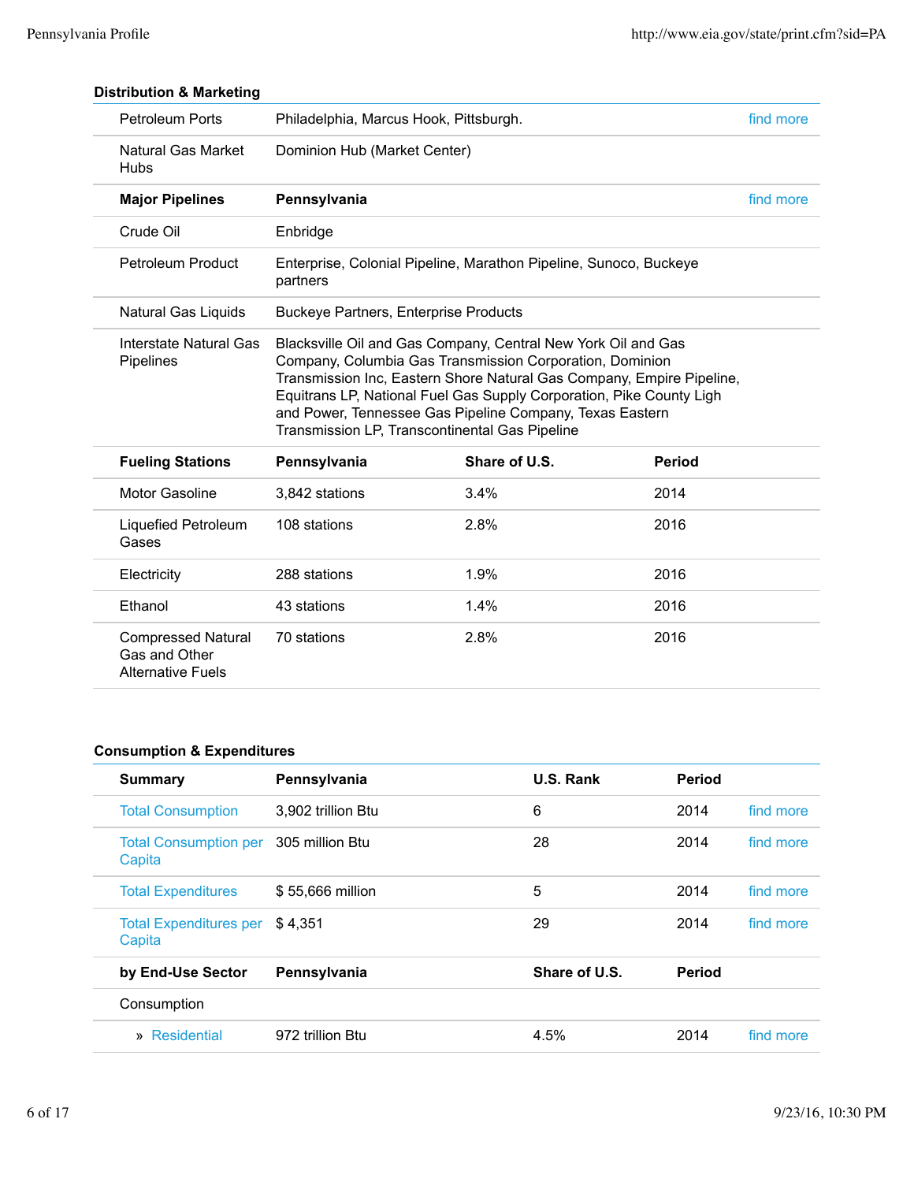### Distribution & Marketing

| | | | | |
|---|---|---|---|---|
| Petroleum Ports | Philadelphia, Marcus Hook, Pittsburgh. | | | find more |
| Natural Gas Market Hubs | Dominion Hub (Market Center) | | | |
| **Major Pipelines** | **Pennsylvania** | | | find more |
| Crude Oil | Enbridge | | | |
| Petroleum Product | Enterprise, Colonial Pipeline, Marathon Pipeline, Sunoco, Buckeye partners | | | |
| Natural Gas Liquids | Buckeye Partners, Enterprise Products | | | |
| Interstate Natural Gas Pipelines | Blacksville Oil and Gas Company, Central New York Oil and Gas Company, Columbia Gas Transmission Corporation, Dominion Transmission Inc, Eastern Shore Natural Gas Company, Empire Pipeline, Equitrans LP, National Fuel Gas Supply Corporation, Pike County Ligh and Power, Tennessee Gas Pipeline Company, Texas Eastern Transmission LP, Transcontinental Gas Pipeline | | | |
| **Fueling Stations** | **Pennsylvania** | **Share of U.S.** | **Period** | |
| Motor Gasoline | 3,842 stations | 3.4% | 2014 | |
| Liquefied Petroleum Gases | 108 stations | 2.8% | 2016 | |
| Electricity | 288 stations | 1.9% | 2016 | |
| Ethanol | 43 stations | 1.4% | 2016 | |
| Compressed Natural Gas and Other Alternative Fuels | 70 stations | 2.8% | 2016 | |

### Consumption & Expenditures

| **Summary** | **Pennsylvania** | **U.S. Rank** | **Period** | |
|---|---|---|---|---|
| Total Consumption | 3,902 trillion Btu | 6 | 2014 | find more |
| Total Consumption per Capita | 305 million Btu | 28 | 2014 | find more |
| Total Expenditures | $ 55,666 million | 5 | 2014 | find more |
| Total Expenditures per Capita | $ 4,351 | 29 | 2014 | find more |
| **by End-Use Sector** | **Pennsylvania** | **Share of U.S.** | **Period** | |
| Consumption | | | | |
| » Residential | 972 trillion Btu | 4.5% | 2014 | find more |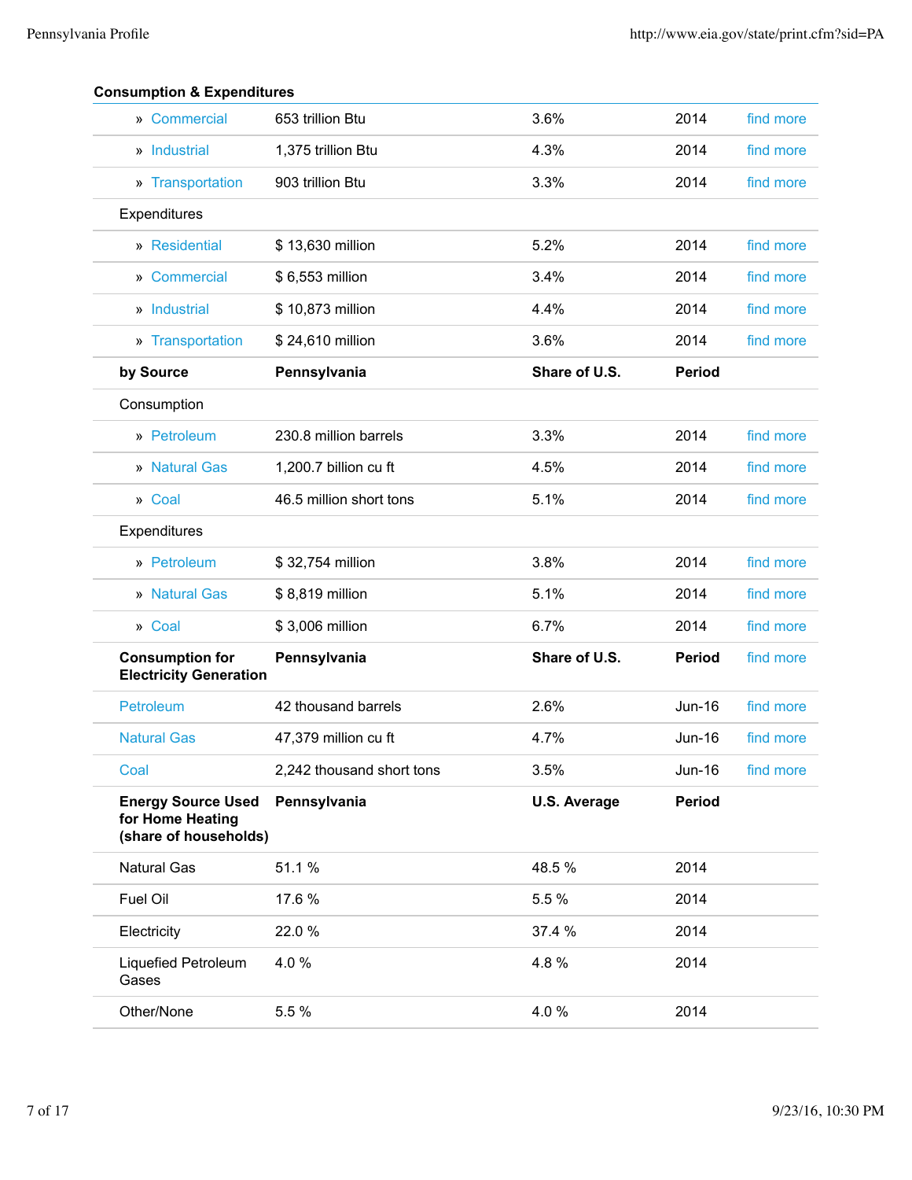**Consumption & Expenditures**

| | | | | |
|---|---|---|---|---|
| » Commercial | 653 trillion Btu | 3.6% | 2014 | find more |
| » Industrial | 1,375 trillion Btu | 4.3% | 2014 | find more |
| » Transportation | 903 trillion Btu | 3.3% | 2014 | find more |
| Expenditures | | | | |
| » Residential | $ 13,630 million | 5.2% | 2014 | find more |
| » Commercial | $ 6,553 million | 3.4% | 2014 | find more |
| » Industrial | $ 10,873 million | 4.4% | 2014 | find more |
| » Transportation | $ 24,610 million | 3.6% | 2014 | find more |
| **by Source** | **Pennsylvania** | **Share of U.S.** | **Period** | |
| Consumption | | | | |
| » Petroleum | 230.8 million barrels | 3.3% | 2014 | find more |
| » Natural Gas | 1,200.7 billion cu ft | 4.5% | 2014 | find more |
| » Coal | 46.5 million short tons | 5.1% | 2014 | find more |
| Expenditures | | | | |
| » Petroleum | $ 32,754 million | 3.8% | 2014 | find more |
| » Natural Gas | $ 8,819 million | 5.1% | 2014 | find more |
| » Coal | $ 3,006 million | 6.7% | 2014 | find more |
| **Consumption for Electricity Generation** | **Pennsylvania** | **Share of U.S.** | **Period** | find more |
| Petroleum | 42 thousand barrels | 2.6% | Jun-16 | find more |
| Natural Gas | 47,379 million cu ft | 4.7% | Jun-16 | find more |
| Coal | 2,242 thousand short tons | 3.5% | Jun-16 | find more |
| **Energy Source Used for Home Heating (share of households)** | **Pennsylvania** | **U.S. Average** | **Period** | |
| Natural Gas | 51.1 % | 48.5 % | 2014 | |
| Fuel Oil | 17.6 % | 5.5 % | 2014 | |
| Electricity | 22.0 % | 37.4 % | 2014 | |
| Liquefied Petroleum Gases | 4.0 % | 4.8 % | 2014 | |
| Other/None | 5.5 % | 4.0 % | 2014 | |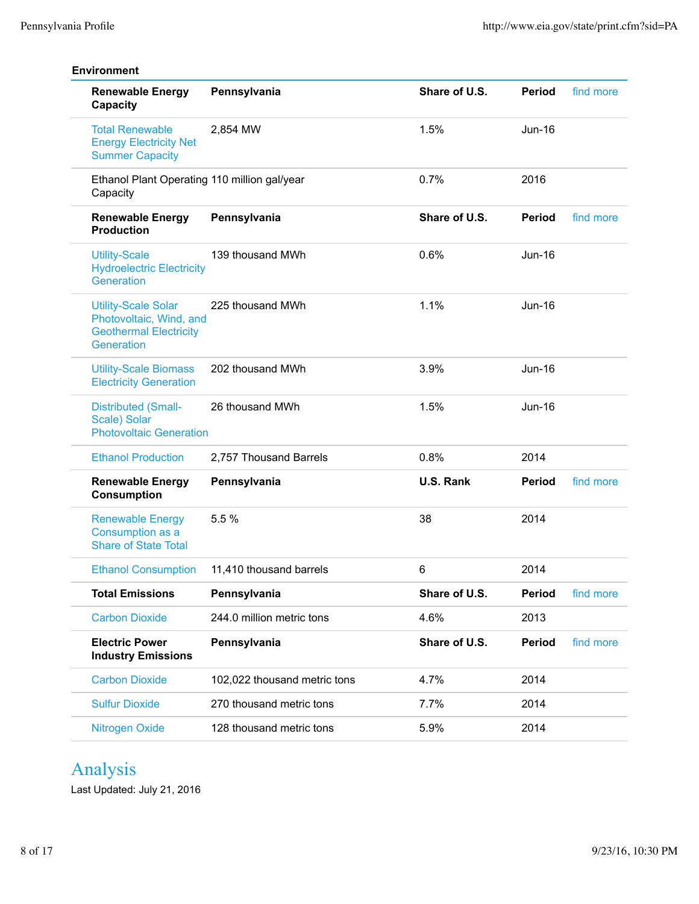## Environment

| Renewable Energy Capacity | Pennsylvania | Share of U.S. | Period | find more |
|---|---|---|---|---|
| Total Renewable Energy Electricity Net Summer Capacity | 2,854 MW | 1.5% | Jun-16 | |
| Ethanol Plant Operating Capacity | 110 million gal/year | 0.7% | 2016 | |
| **Renewable Energy Production** | **Pennsylvania** | **Share of U.S.** | **Period** | find more |
| Utility-Scale Hydroelectric Electricity Generation | 139 thousand MWh | 0.6% | Jun-16 | |
| Utility-Scale Solar Photovoltaic, Wind, and Geothermal Electricity Generation | 225 thousand MWh | 1.1% | Jun-16 | |
| Utility-Scale Biomass Electricity Generation | 202 thousand MWh | 3.9% | Jun-16 | |
| Distributed (Small-Scale) Solar Photovoltaic Generation | 26 thousand MWh | 1.5% | Jun-16 | |
| Ethanol Production | 2,757 Thousand Barrels | 0.8% | 2014 | |
| **Renewable Energy Consumption** | **Pennsylvania** | **U.S. Rank** | **Period** | find more |
| Renewable Energy Consumption as a Share of State Total | 5.5 % | 38 | 2014 | |
| Ethanol Consumption | 11,410 thousand barrels | 6 | 2014 | |
| **Total Emissions** | **Pennsylvania** | **Share of U.S.** | **Period** | find more |
| Carbon Dioxide | 244.0 million metric tons | 4.6% | 2013 | |
| **Electric Power Industry Emissions** | **Pennsylvania** | **Share of U.S.** | **Period** | find more |
| Carbon Dioxide | 102,022 thousand metric tons | 4.7% | 2014 | |
| Sulfur Dioxide | 270 thousand metric tons | 7.7% | 2014 | |
| Nitrogen Oxide | 128 thousand metric tons | 5.9% | 2014 | |

# Analysis

Last Updated: July 21, 2016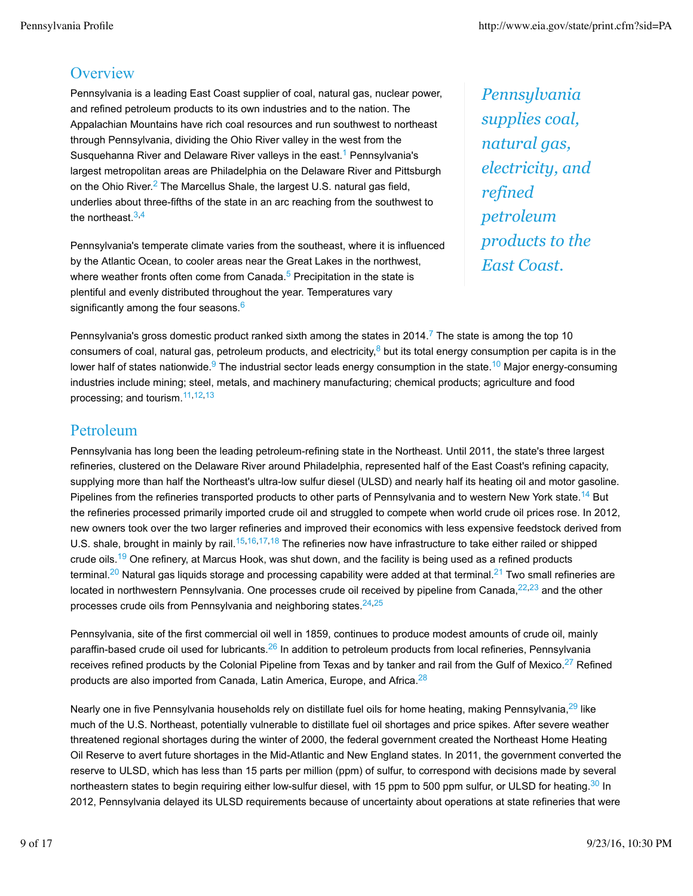## Overview

Pennsylvania is a leading East Coast supplier of coal, natural gas, nuclear power, and refined petroleum products to its own industries and to the nation. The Appalachian Mountains have rich coal resources and run southwest to northeast through Pennsylvania, dividing the Ohio River valley in the west from the Susquehanna River and Delaware River valleys in the east.[1] Pennsylvania's largest metropolitan areas are Philadelphia on the Delaware River and Pittsburgh on the Ohio River.[2] The Marcellus Shale, the largest U.S. natural gas field, underlies about three-fifths of the state in an arc reaching from the southwest to the northeast.[3,4]

*Pennsylvania supplies coal, natural gas, electricity, and refined petroleum products to the East Coast.*

Pennsylvania's temperate climate varies from the southeast, where it is influenced by the Atlantic Ocean, to cooler areas near the Great Lakes in the northwest, where weather fronts often come from Canada.[5] Precipitation in the state is plentiful and evenly distributed throughout the year. Temperatures vary significantly among the four seasons.[6]

Pennsylvania's gross domestic product ranked sixth among the states in 2014.[7] The state is among the top 10 consumers of coal, natural gas, petroleum products, and electricity,[8] but its total energy consumption per capita is in the lower half of states nationwide.[9] The industrial sector leads energy consumption in the state.[10] Major energy-consuming industries include mining; steel, metals, and machinery manufacturing; chemical products; agriculture and food processing; and tourism.[11,12,13]

## Petroleum

Pennsylvania has long been the leading petroleum-refining state in the Northeast. Until 2011, the state's three largest refineries, clustered on the Delaware River around Philadelphia, represented half of the East Coast's refining capacity, supplying more than half the Northeast's ultra-low sulfur diesel (ULSD) and nearly half its heating oil and motor gasoline. Pipelines from the refineries transported products to other parts of Pennsylvania and to western New York state.[14] But the refineries processed primarily imported crude oil and struggled to compete when world crude oil prices rose. In 2012, new owners took over the two larger refineries and improved their economics with less expensive feedstock derived from U.S. shale, brought in mainly by rail.[15,16,17,18] The refineries now have infrastructure to take either railed or shipped crude oils.[19] One refinery, at Marcus Hook, was shut down, and the facility is being used as a refined products terminal.[20] Natural gas liquids storage and processing capability were added at that terminal.[21] Two small refineries are located in northwestern Pennsylvania. One processes crude oil received by pipeline from Canada,[22,23] and the other processes crude oils from Pennsylvania and neighboring states.[24,25]

Pennsylvania, site of the first commercial oil well in 1859, continues to produce modest amounts of crude oil, mainly paraffin-based crude oil used for lubricants.[26] In addition to petroleum products from local refineries, Pennsylvania receives refined products by the Colonial Pipeline from Texas and by tanker and rail from the Gulf of Mexico.[27] Refined products are also imported from Canada, Latin America, Europe, and Africa.[28]

Nearly one in five Pennsylvania households rely on distillate fuel oils for home heating, making Pennsylvania,[29] like much of the U.S. Northeast, potentially vulnerable to distillate fuel oil shortages and price spikes. After severe weather threatened regional shortages during the winter of 2000, the federal government created the Northeast Home Heating Oil Reserve to avert future shortages in the Mid-Atlantic and New England states. In 2011, the government converted the reserve to ULSD, which has less than 15 parts per million (ppm) of sulfur, to correspond with decisions made by several northeastern states to begin requiring either low-sulfur diesel, with 15 ppm to 500 ppm sulfur, or ULSD for heating.[30] In 2012, Pennsylvania delayed its ULSD requirements because of uncertainty about operations at state refineries that were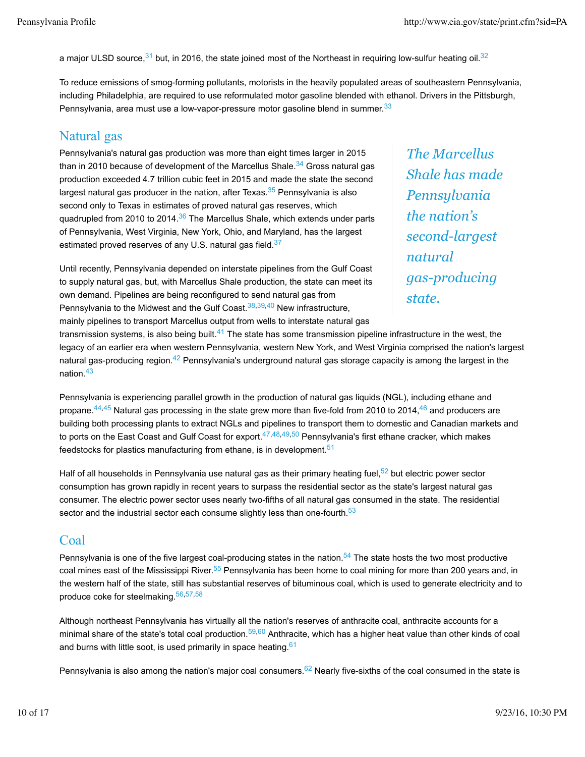a major ULSD source,[31] but, in 2016, the state joined most of the Northeast in requiring low-sulfur heating oil.[32]

To reduce emissions of smog-forming pollutants, motorists in the heavily populated areas of southeastern Pennsylvania, including Philadelphia, are required to use reformulated motor gasoline blended with ethanol. Drivers in the Pittsburgh, Pennsylvania, area must use a low-vapor-pressure motor gasoline blend in summer.[33]

## Natural gas

*The Marcellus Shale has made Pennsylvania the nation's second-largest natural gas-producing state.*

Pennsylvania's natural gas production was more than eight times larger in 2015 than in 2010 because of development of the Marcellus Shale.[34] Gross natural gas production exceeded 4.7 trillion cubic feet in 2015 and made the state the second largest natural gas producer in the nation, after Texas.[35] Pennsylvania is also second only to Texas in estimates of proved natural gas reserves, which quadrupled from 2010 to 2014.[36] The Marcellus Shale, which extends under parts of Pennsylvania, West Virginia, New York, Ohio, and Maryland, has the largest estimated proved reserves of any U.S. natural gas field.[37]

Until recently, Pennsylvania depended on interstate pipelines from the Gulf Coast to supply natural gas, but, with Marcellus Shale production, the state can meet its own demand. Pipelines are being reconfigured to send natural gas from Pennsylvania to the Midwest and the Gulf Coast.[38,39,40] New infrastructure, mainly pipelines to transport Marcellus output from wells to interstate natural gas transmission systems, is also being built.[41] The state has some transmission pipeline infrastructure in the west, the legacy of an earlier era when western Pennsylvania, western New York, and West Virginia comprised the nation's largest natural gas-producing region.[42] Pennsylvania's underground natural gas storage capacity is among the largest in the nation.[43]

Pennsylvania is experiencing parallel growth in the production of natural gas liquids (NGL), including ethane and propane.[44,45] Natural gas processing in the state grew more than five-fold from 2010 to 2014,[46] and producers are building both processing plants to extract NGLs and pipelines to transport them to domestic and Canadian markets and to ports on the East Coast and Gulf Coast for export.[47,48,49,50] Pennsylvania's first ethane cracker, which makes feedstocks for plastics manufacturing from ethane, is in development.[51]

Half of all households in Pennsylvania use natural gas as their primary heating fuel,[52] but electric power sector consumption has grown rapidly in recent years to surpass the residential sector as the state's largest natural gas consumer. The electric power sector uses nearly two-fifths of all natural gas consumed in the state. The residential sector and the industrial sector each consume slightly less than one-fourth.[53]

## Coal

Pennsylvania is one of the five largest coal-producing states in the nation.[54] The state hosts the two most productive coal mines east of the Mississippi River.[55] Pennsylvania has been home to coal mining for more than 200 years and, in the western half of the state, still has substantial reserves of bituminous coal, which is used to generate electricity and to produce coke for steelmaking.[56,57,58]

Although northeast Pennsylvania has virtually all the nation's reserves of anthracite coal, anthracite accounts for a minimal share of the state's total coal production.[59,60] Anthracite, which has a higher heat value than other kinds of coal and burns with little soot, is used primarily in space heating.[61]

Pennsylvania is also among the nation's major coal consumers.[62] Nearly five-sixths of the coal consumed in the state is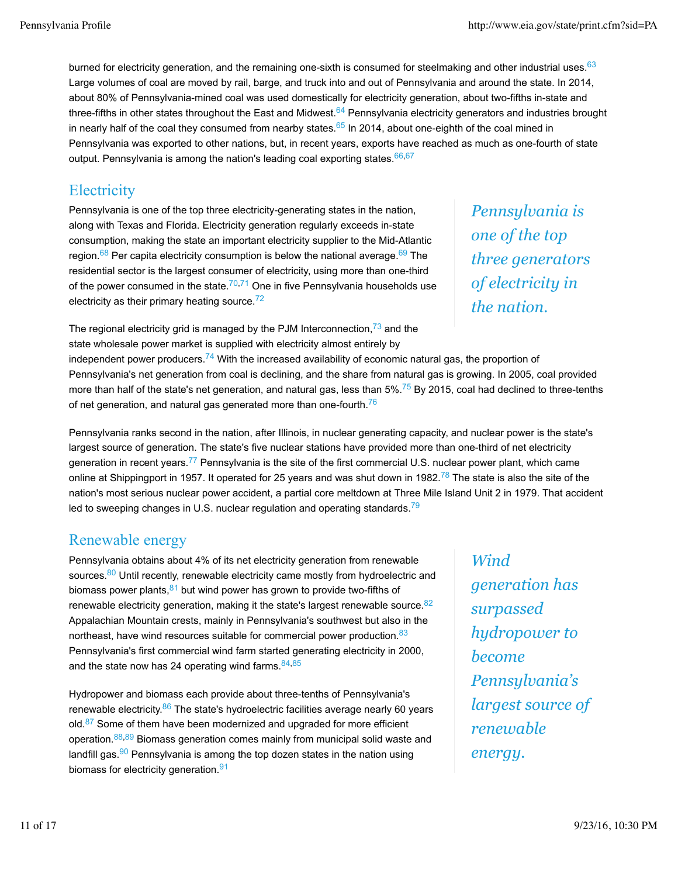burned for electricity generation, and the remaining one-sixth is consumed for steelmaking and other industrial uses.[63] Large volumes of coal are moved by rail, barge, and truck into and out of Pennsylvania and around the state. In 2014, about 80% of Pennsylvania-mined coal was used domestically for electricity generation, about two-fifths in-state and three-fifths in other states throughout the East and Midwest.[64] Pennsylvania electricity generators and industries brought in nearly half of the coal they consumed from nearby states.[65] In 2014, about one-eighth of the coal mined in Pennsylvania was exported to other nations, but, in recent years, exports have reached as much as one-fourth of state output. Pennsylvania is among the nation's leading coal exporting states.[66,67]

## Electricity

Pennsylvania is one of the top three electricity-generating states in the nation, along with Texas and Florida. Electricity generation regularly exceeds in-state consumption, making the state an important electricity supplier to the Mid-Atlantic region.[68] Per capita electricity consumption is below the national average.[69] The residential sector is the largest consumer of electricity, using more than one-third of the power consumed in the state.[70,71] One in five Pennsylvania households use electricity as their primary heating source.[72]

*Pennsylvania is one of the top three generators of electricity in the nation.*

The regional electricity grid is managed by the PJM Interconnection,[73] and the state wholesale power market is supplied with electricity almost entirely by independent power producers.[74] With the increased availability of economic natural gas, the proportion of Pennsylvania's net generation from coal is declining, and the share from natural gas is growing. In 2005, coal provided more than half of the state's net generation, and natural gas, less than 5%.[75] By 2015, coal had declined to three-tenths of net generation, and natural gas generated more than one-fourth.[76]

Pennsylvania ranks second in the nation, after Illinois, in nuclear generating capacity, and nuclear power is the state's largest source of generation. The state's five nuclear stations have provided more than one-third of net electricity generation in recent years.[77] Pennsylvania is the site of the first commercial U.S. nuclear power plant, which came online at Shippingport in 1957. It operated for 25 years and was shut down in 1982.[78] The state is also the site of the nation's most serious nuclear power accident, a partial core meltdown at Three Mile Island Unit 2 in 1979. That accident led to sweeping changes in U.S. nuclear regulation and operating standards.[79]

## Renewable energy

Pennsylvania obtains about 4% of its net electricity generation from renewable sources.[80] Until recently, renewable electricity came mostly from hydroelectric and biomass power plants,[81] but wind power has grown to provide two-fifths of renewable electricity generation, making it the state's largest renewable source.[82] Appalachian Mountain crests, mainly in Pennsylvania's southwest but also in the northeast, have wind resources suitable for commercial power production.[83] Pennsylvania's first commercial wind farm started generating electricity in 2000, and the state now has 24 operating wind farms.[84,85]

*Wind generation has surpassed hydropower to become Pennsylvania's largest source of renewable energy.*

Hydropower and biomass each provide about three-tenths of Pennsylvania's renewable electricity.[86] The state's hydroelectric facilities average nearly 60 years old.[87] Some of them have been modernized and upgraded for more efficient operation.[88,89] Biomass generation comes mainly from municipal solid waste and landfill gas.[90] Pennsylvania is among the top dozen states in the nation using biomass for electricity generation.[91]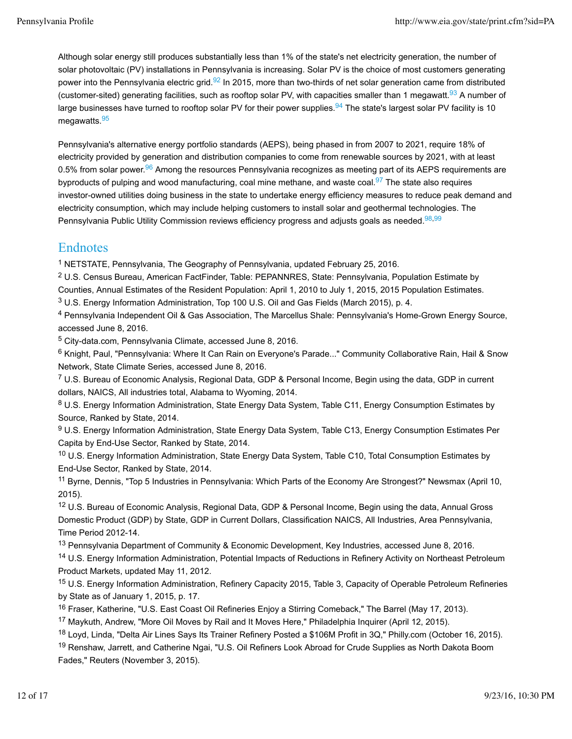Although solar energy still produces substantially less than 1% of the state's net electricity generation, the number of solar photovoltaic (PV) installations in Pennsylvania is increasing. Solar PV is the choice of most customers generating power into the Pennsylvania electric grid.[92] In 2015, more than two-thirds of net solar generation came from distributed (customer-sited) generating facilities, such as rooftop solar PV, with capacities smaller than 1 megawatt.[93] A number of large businesses have turned to rooftop solar PV for their power supplies.[94] The state's largest solar PV facility is 10 megawatts.[95]

Pennsylvania's alternative energy portfolio standards (AEPS), being phased in from 2007 to 2021, require 18% of electricity provided by generation and distribution companies to come from renewable sources by 2021, with at least 0.5% from solar power.[96] Among the resources Pennsylvania recognizes as meeting part of its AEPS requirements are byproducts of pulping and wood manufacturing, coal mine methane, and waste coal.[97] The state also requires investor-owned utilities doing business in the state to undertake energy efficiency measures to reduce peak demand and electricity consumption, which may include helping customers to install solar and geothermal technologies. The Pennsylvania Public Utility Commission reviews efficiency progress and adjusts goals as needed.[98,99]

## Endnotes

[1] NETSTATE, Pennsylvania, The Geography of Pennsylvania, updated February 25, 2016.
[2] U.S. Census Bureau, American FactFinder, Table: PEPANNRES, State: Pennsylvania, Population Estimate by Counties, Annual Estimates of the Resident Population: April 1, 2010 to July 1, 2015, 2015 Population Estimates.
[3] U.S. Energy Information Administration, Top 100 U.S. Oil and Gas Fields (March 2015), p. 4.
[4] Pennsylvania Independent Oil & Gas Association, The Marcellus Shale: Pennsylvania's Home-Grown Energy Source, accessed June 8, 2016.
[5] City-data.com, Pennsylvania Climate, accessed June 8, 2016.
[6] Knight, Paul, "Pennsylvania: Where It Can Rain on Everyone's Parade..." Community Collaborative Rain, Hail & Snow Network, State Climate Series, accessed June 8, 2016.
[7] U.S. Bureau of Economic Analysis, Regional Data, GDP & Personal Income, Begin using the data, GDP in current dollars, NAICS, All industries total, Alabama to Wyoming, 2014.
[8] U.S. Energy Information Administration, State Energy Data System, Table C11, Energy Consumption Estimates by Source, Ranked by State, 2014.
[9] U.S. Energy Information Administration, State Energy Data System, Table C13, Energy Consumption Estimates Per Capita by End-Use Sector, Ranked by State, 2014.
[10] U.S. Energy Information Administration, State Energy Data System, Table C10, Total Consumption Estimates by End-Use Sector, Ranked by State, 2014.
[11] Byrne, Dennis, "Top 5 Industries in Pennsylvania: Which Parts of the Economy Are Strongest?" Newsmax (April 10, 2015).
[12] U.S. Bureau of Economic Analysis, Regional Data, GDP & Personal Income, Begin using the data, Annual Gross Domestic Product (GDP) by State, GDP in Current Dollars, Classification NAICS, All Industries, Area Pennsylvania, Time Period 2012-14.
[13] Pennsylvania Department of Community & Economic Development, Key Industries, accessed June 8, 2016.
[14] U.S. Energy Information Administration, Potential Impacts of Reductions in Refinery Activity on Northeast Petroleum Product Markets, updated May 11, 2012.
[15] U.S. Energy Information Administration, Refinery Capacity 2015, Table 3, Capacity of Operable Petroleum Refineries by State as of January 1, 2015, p. 17.
[16] Fraser, Katherine, "U.S. East Coast Oil Refineries Enjoy a Stirring Comeback," The Barrel (May 17, 2013).
[17] Maykuth, Andrew, "More Oil Moves by Rail and It Moves Here," Philadelphia Inquirer (April 12, 2015).
[18] Loyd, Linda, "Delta Air Lines Says Its Trainer Refinery Posted a $106M Profit in 3Q," Philly.com (October 16, 2015).
[19] Renshaw, Jarrett, and Catherine Ngai, "U.S. Oil Refiners Look Abroad for Crude Supplies as North Dakota Boom Fades," Reuters (November 3, 2015).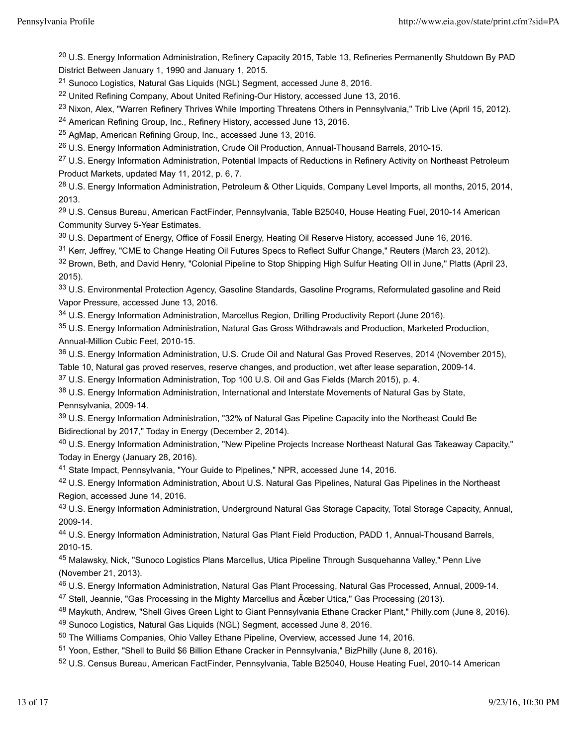[20] U.S. Energy Information Administration, Refinery Capacity 2015, Table 13, Refineries Permanently Shutdown By PAD District Between January 1, 1990 and January 1, 2015.

[21] Sunoco Logistics, Natural Gas Liquids (NGL) Segment, accessed June 8, 2016.

[22] United Refining Company, About United Refining-Our History, accessed June 13, 2016.

[23] Nixon, Alex, "Warren Refinery Thrives While Importing Threatens Others in Pennsylvania," Trib Live (April 15, 2012).

[24] American Refining Group, Inc., Refinery History, accessed June 13, 2016.

[25] AgMap, American Refining Group, Inc., accessed June 13, 2016.

[26] U.S. Energy Information Administration, Crude Oil Production, Annual-Thousand Barrels, 2010-15.

[27] U.S. Energy Information Administration, Potential Impacts of Reductions in Refinery Activity on Northeast Petroleum Product Markets, updated May 11, 2012, p. 6, 7.

[28] U.S. Energy Information Administration, Petroleum & Other Liquids, Company Level Imports, all months, 2015, 2014, 2013.

[29] U.S. Census Bureau, American FactFinder, Pennsylvania, Table B25040, House Heating Fuel, 2010-14 American Community Survey 5-Year Estimates.

[30] U.S. Department of Energy, Office of Fossil Energy, Heating Oil Reserve History, accessed June 16, 2016.

[31] Kerr, Jeffrey, "CME to Change Heating Oil Futures Specs to Reflect Sulfur Change," Reuters (March 23, 2012).

[32] Brown, Beth, and David Henry, "Colonial Pipeline to Stop Shipping High Sulfur Heating OIl in June," Platts (April 23, 2015).

[33] U.S. Environmental Protection Agency, Gasoline Standards, Gasoline Programs, Reformulated gasoline and Reid Vapor Pressure, accessed June 13, 2016.

[34] U.S. Energy Information Administration, Marcellus Region, Drilling Productivity Report (June 2016).

[35] U.S. Energy Information Administration, Natural Gas Gross Withdrawals and Production, Marketed Production, Annual-Million Cubic Feet, 2010-15.

[36] U.S. Energy Information Administration, U.S. Crude Oil and Natural Gas Proved Reserves, 2014 (November 2015), Table 10, Natural gas proved reserves, reserve changes, and production, wet after lease separation, 2009-14.

[37] U.S. Energy Information Administration, Top 100 U.S. Oil and Gas Fields (March 2015), p. 4.

[38] U.S. Energy Information Administration, International and Interstate Movements of Natural Gas by State, Pennsylvania, 2009-14.

[39] U.S. Energy Information Administration, "32% of Natural Gas Pipeline Capacity into the Northeast Could Be Bidirectional by 2017," Today in Energy (December 2, 2014).

[40] U.S. Energy Information Administration, "New Pipeline Projects Increase Northeast Natural Gas Takeaway Capacity," Today in Energy (January 28, 2016).

[41] State Impact, Pennsylvania, "Your Guide to Pipelines," NPR, accessed June 14, 2016.

[42] U.S. Energy Information Administration, About U.S. Natural Gas Pipelines, Natural Gas Pipelines in the Northeast Region, accessed June 14, 2016.

[43] U.S. Energy Information Administration, Underground Natural Gas Storage Capacity, Total Storage Capacity, Annual, 2009-14.

[44] U.S. Energy Information Administration, Natural Gas Plant Field Production, PADD 1, Annual-Thousand Barrels, 2010-15.

[45] Malawsky, Nick, "Sunoco Logistics Plans Marcellus, Utica Pipeline Through Susquehanna Valley," Penn Live (November 21, 2013).

[46] U.S. Energy Information Administration, Natural Gas Plant Processing, Natural Gas Processed, Annual, 2009-14.

[47] Stell, Jeannie, "Gas Processing in the Mighty Marcellus and Ãœber Utica," Gas Processing (2013).

[48] Maykuth, Andrew, "Shell Gives Green Light to Giant Pennsylvania Ethane Cracker Plant," Philly.com (June 8, 2016).

[49] Sunoco Logistics, Natural Gas Liquids (NGL) Segment, accessed June 8, 2016.

[50] The Williams Companies, Ohio Valley Ethane Pipeline, Overview, accessed June 14, 2016.

[51] Yoon, Esther, "Shell to Build $6 Billion Ethane Cracker in Pennsylvania," BizPhilly (June 8, 2016).

[52] U.S. Census Bureau, American FactFinder, Pennsylvania, Table B25040, House Heating Fuel, 2010-14 American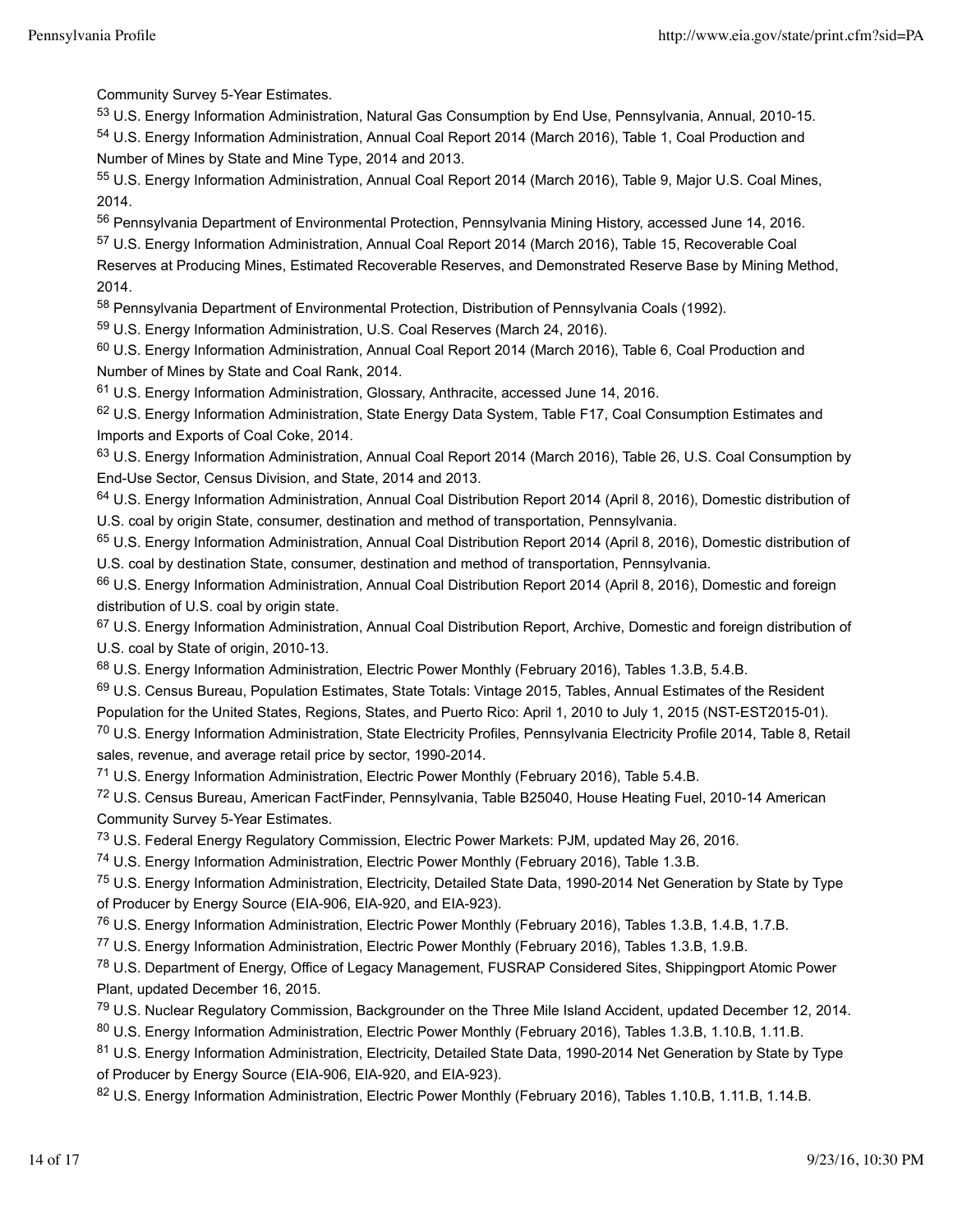Community Survey 5-Year Estimates.

[53] U.S. Energy Information Administration, Natural Gas Consumption by End Use, Pennsylvania, Annual, 2010-15.

[54] U.S. Energy Information Administration, Annual Coal Report 2014 (March 2016), Table 1, Coal Production and Number of Mines by State and Mine Type, 2014 and 2013.

[55] U.S. Energy Information Administration, Annual Coal Report 2014 (March 2016), Table 9, Major U.S. Coal Mines, 2014.

[56] Pennsylvania Department of Environmental Protection, Pennsylvania Mining History, accessed June 14, 2016.

[57] U.S. Energy Information Administration, Annual Coal Report 2014 (March 2016), Table 15, Recoverable Coal Reserves at Producing Mines, Estimated Recoverable Reserves, and Demonstrated Reserve Base by Mining Method, 2014.

[58] Pennsylvania Department of Environmental Protection, Distribution of Pennsylvania Coals (1992).

[59] U.S. Energy Information Administration, U.S. Coal Reserves (March 24, 2016).

[60] U.S. Energy Information Administration, Annual Coal Report 2014 (March 2016), Table 6, Coal Production and Number of Mines by State and Coal Rank, 2014.

[61] U.S. Energy Information Administration, Glossary, Anthracite, accessed June 14, 2016.

[62] U.S. Energy Information Administration, State Energy Data System, Table F17, Coal Consumption Estimates and Imports and Exports of Coal Coke, 2014.

[63] U.S. Energy Information Administration, Annual Coal Report 2014 (March 2016), Table 26, U.S. Coal Consumption by End-Use Sector, Census Division, and State, 2014 and 2013.

[64] U.S. Energy Information Administration, Annual Coal Distribution Report 2014 (April 8, 2016), Domestic distribution of U.S. coal by origin State, consumer, destination and method of transportation, Pennsylvania.

[65] U.S. Energy Information Administration, Annual Coal Distribution Report 2014 (April 8, 2016), Domestic distribution of U.S. coal by destination State, consumer, destination and method of transportation, Pennsylvania.

[66] U.S. Energy Information Administration, Annual Coal Distribution Report 2014 (April 8, 2016), Domestic and foreign distribution of U.S. coal by origin state.

[67] U.S. Energy Information Administration, Annual Coal Distribution Report, Archive, Domestic and foreign distribution of U.S. coal by State of origin, 2010-13.

[68] U.S. Energy Information Administration, Electric Power Monthly (February 2016), Tables 1.3.B, 5.4.B.

[69] U.S. Census Bureau, Population Estimates, State Totals: Vintage 2015, Tables, Annual Estimates of the Resident Population for the United States, Regions, States, and Puerto Rico: April 1, 2010 to July 1, 2015 (NST-EST2015-01).

[70] U.S. Energy Information Administration, State Electricity Profiles, Pennsylvania Electricity Profile 2014, Table 8, Retail sales, revenue, and average retail price by sector, 1990-2014.

[71] U.S. Energy Information Administration, Electric Power Monthly (February 2016), Table 5.4.B.

[72] U.S. Census Bureau, American FactFinder, Pennsylvania, Table B25040, House Heating Fuel, 2010-14 American Community Survey 5-Year Estimates.

[73] U.S. Federal Energy Regulatory Commission, Electric Power Markets: PJM, updated May 26, 2016.

[74] U.S. Energy Information Administration, Electric Power Monthly (February 2016), Table 1.3.B.

[75] U.S. Energy Information Administration, Electricity, Detailed State Data, 1990-2014 Net Generation by State by Type of Producer by Energy Source (EIA-906, EIA-920, and EIA-923).

[76] U.S. Energy Information Administration, Electric Power Monthly (February 2016), Tables 1.3.B, 1.4.B, 1.7.B.

[77] U.S. Energy Information Administration, Electric Power Monthly (February 2016), Tables 1.3.B, 1.9.B.

[78] U.S. Department of Energy, Office of Legacy Management, FUSRAP Considered Sites, Shippingport Atomic Power Plant, updated December 16, 2015.

[79] U.S. Nuclear Regulatory Commission, Backgrounder on the Three Mile Island Accident, updated December 12, 2014.

[80] U.S. Energy Information Administration, Electric Power Monthly (February 2016), Tables 1.3.B, 1.10.B, 1.11.B.

[81] U.S. Energy Information Administration, Electricity, Detailed State Data, 1990-2014 Net Generation by State by Type of Producer by Energy Source (EIA-906, EIA-920, and EIA-923).

[82] U.S. Energy Information Administration, Electric Power Monthly (February 2016), Tables 1.10.B, 1.11.B, 1.14.B.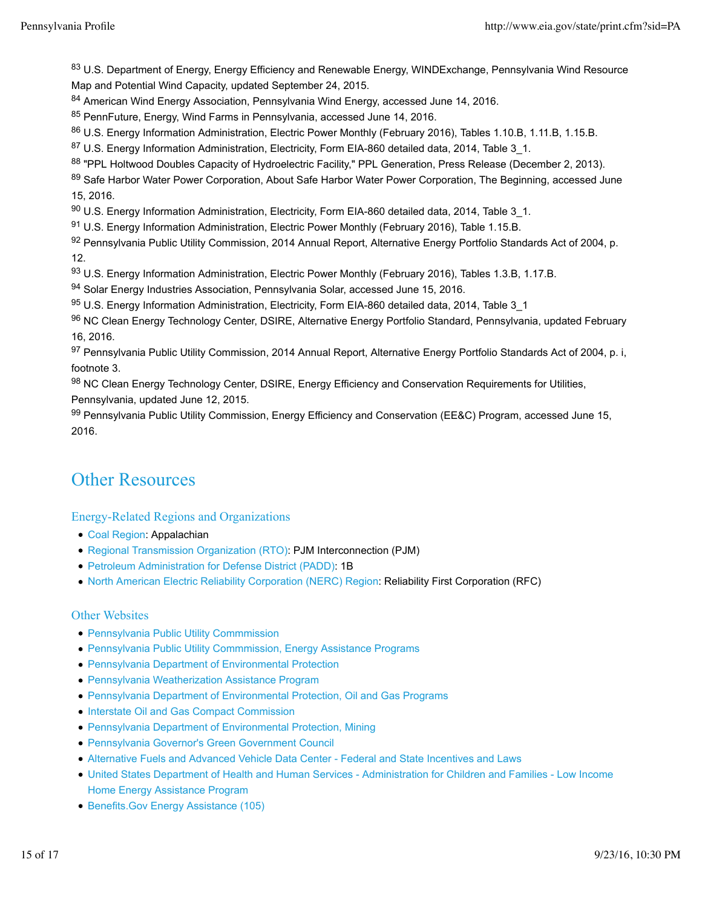[83] U.S. Department of Energy, Energy Efficiency and Renewable Energy, WINDExchange, Pennsylvania Wind Resource Map and Potential Wind Capacity, updated September 24, 2015.
[84] American Wind Energy Association, Pennsylvania Wind Energy, accessed June 14, 2016.
[85] PennFuture, Energy, Wind Farms in Pennsylvania, accessed June 14, 2016.
[86] U.S. Energy Information Administration, Electric Power Monthly (February 2016), Tables 1.10.B, 1.11.B, 1.15.B.
[87] U.S. Energy Information Administration, Electricity, Form EIA-860 detailed data, 2014, Table 3_1.
[88] "PPL Holtwood Doubles Capacity of Hydroelectric Facility," PPL Generation, Press Release (December 2, 2013).
[89] Safe Harbor Water Power Corporation, About Safe Harbor Water Power Corporation, The Beginning, accessed June 15, 2016.
[90] U.S. Energy Information Administration, Electricity, Form EIA-860 detailed data, 2014, Table 3_1.
[91] U.S. Energy Information Administration, Electric Power Monthly (February 2016), Table 1.15.B.
[92] Pennsylvania Public Utility Commission, 2014 Annual Report, Alternative Energy Portfolio Standards Act of 2004, p. 12.
[93] U.S. Energy Information Administration, Electric Power Monthly (February 2016), Tables 1.3.B, 1.17.B.
[94] Solar Energy Industries Association, Pennsylvania Solar, accessed June 15, 2016.
[95] U.S. Energy Information Administration, Electricity, Form EIA-860 detailed data, 2014, Table 3_1
[96] NC Clean Energy Technology Center, DSIRE, Alternative Energy Portfolio Standard, Pennsylvania, updated February 16, 2016.
[97] Pennsylvania Public Utility Commission, 2014 Annual Report, Alternative Energy Portfolio Standards Act of 2004, p. i, footnote 3.
[98] NC Clean Energy Technology Center, DSIRE, Energy Efficiency and Conservation Requirements for Utilities, Pennsylvania, updated June 12, 2015.
[99] Pennsylvania Public Utility Commission, Energy Efficiency and Conservation (EE&C) Program, accessed June 15, 2016.

## Other Resources

### Energy-Related Regions and Organizations

- Coal Region: Appalachian
- Regional Transmission Organization (RTO): PJM Interconnection (PJM)
- Petroleum Administration for Defense District (PADD): 1B
- North American Electric Reliability Corporation (NERC) Region: Reliability First Corporation (RFC)

### Other Websites

- Pennsylvania Public Utility Commmission
- Pennsylvania Public Utility Commmission, Energy Assistance Programs
- Pennsylvania Department of Environmental Protection
- Pennsylvania Weatherization Assistance Program
- Pennsylvania Department of Environmental Protection, Oil and Gas Programs
- Interstate Oil and Gas Compact Commission
- Pennsylvania Department of Environmental Protection, Mining
- Pennsylvania Governor's Green Government Council
- Alternative Fuels and Advanced Vehicle Data Center - Federal and State Incentives and Laws
- United States Department of Health and Human Services - Administration for Children and Families - Low Income Home Energy Assistance Program
- Benefits.Gov Energy Assistance (105)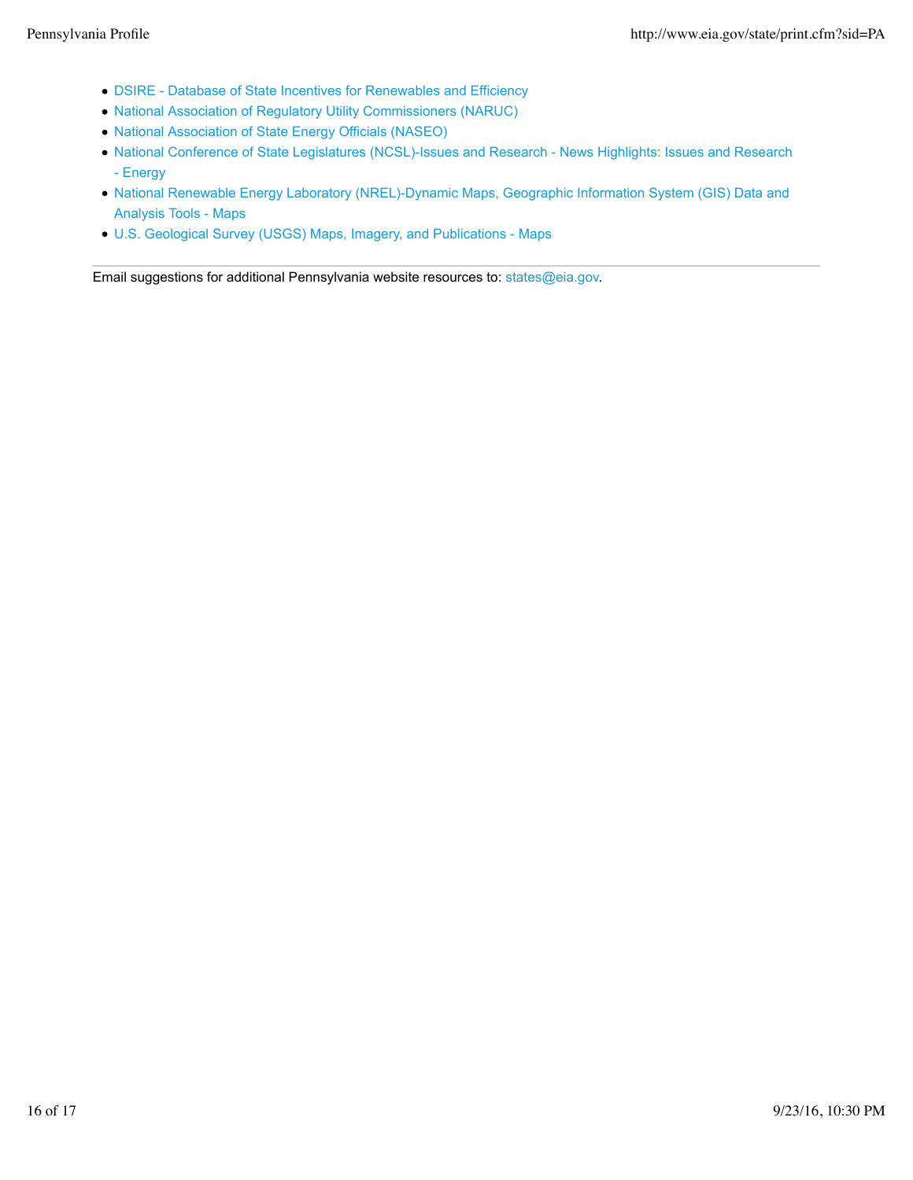- DSIRE - Database of State Incentives for Renewables and Efficiency
- National Association of Regulatory Utility Commissioners (NARUC)
- National Association of State Energy Officials (NASEO)
- National Conference of State Legislatures (NCSL)-Issues and Research - News Highlights: Issues and Research - Energy
- National Renewable Energy Laboratory (NREL)-Dynamic Maps, Geographic Information System (GIS) Data and Analysis Tools - Maps
- U.S. Geological Survey (USGS) Maps, Imagery, and Publications - Maps

---

Email suggestions for additional Pennsylvania website resources to: states@eia.gov.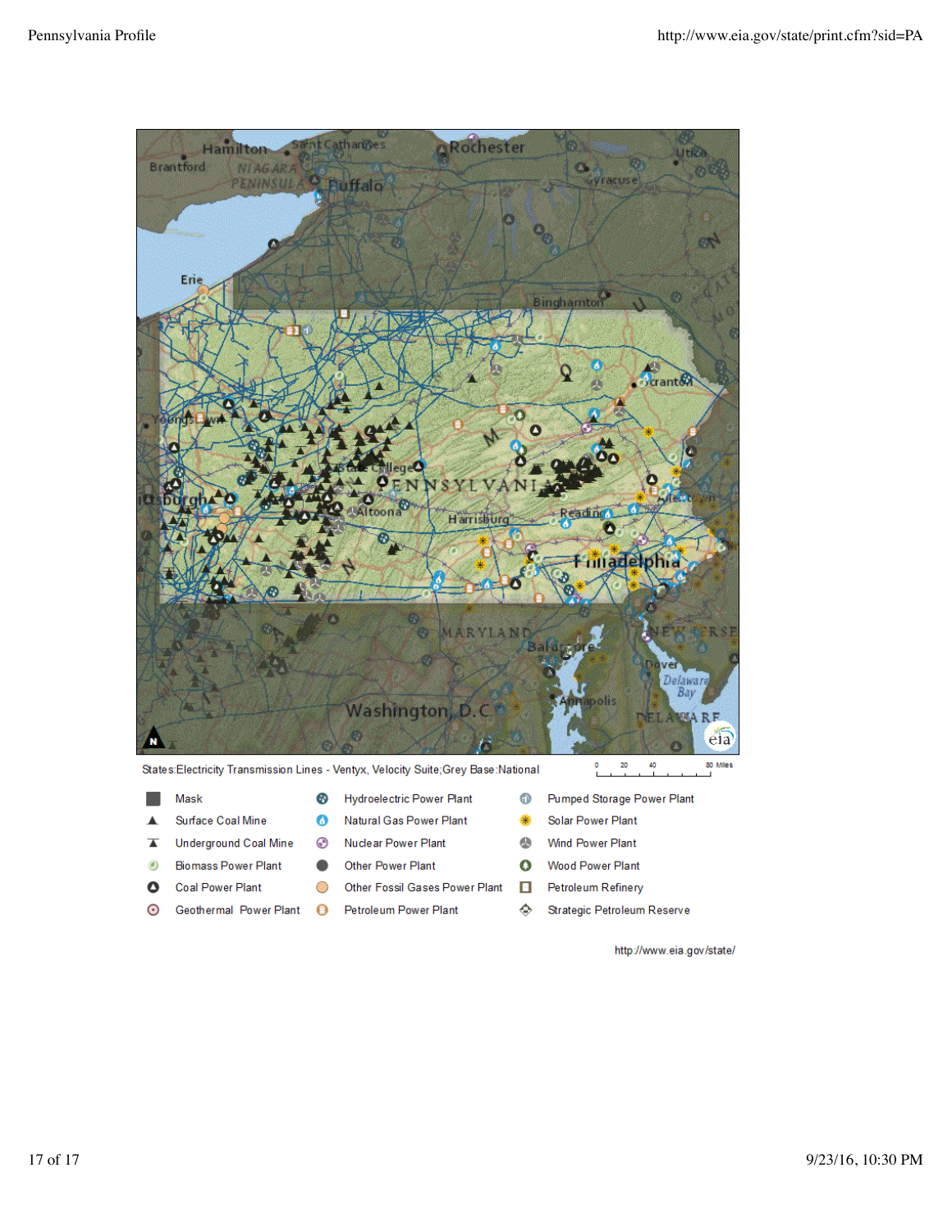States:Electricity Transmission Lines - Ventyx, Velocity Suite;Grey Base:National

0 20 40 80 Miles

Mask
Surface Coal Mine
Underground Coal Mine
Biomass Power Plant
Coal Power Plant
Geothermal Power Plant
Hydroelectric Power Plant
Natural Gas Power Plant
Nuclear Power Plant
Other Power Plant
Other Fossil Gases Power Plant
Petroleum Power Plant
Pumped Storage Power Plant
Solar Power Plant
Wind Power Plant
Wood Power Plant
Petroleum Refinery
Strategic Petroleum Reserve

http://www.eia.gov/state/